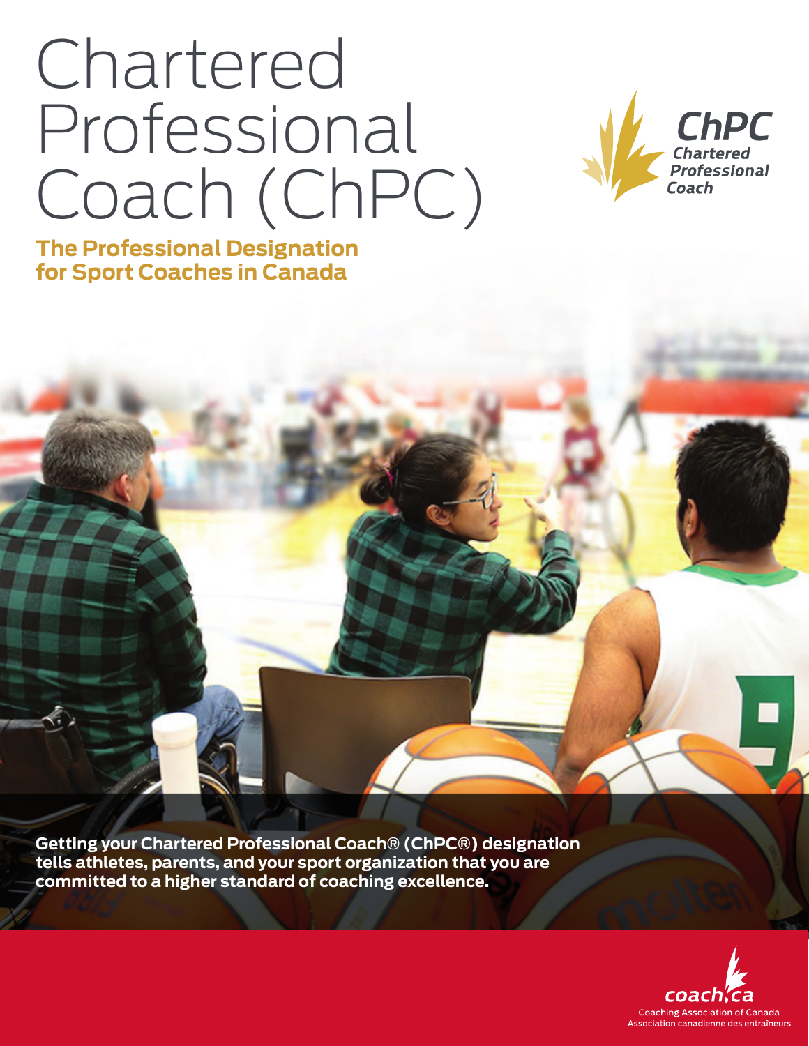# Chartered Professional Coach (ChPC)

## The Professional Designation for Sport Coaches in Canada

**Getting your Chartered Professional Coach® (ChPC®) designation tells athletes, parents, and your sport organization that you are committed to a higher standard of coaching excellence.**

coach.ca
Coaching Association of Canada
Association canadienne des entraîneurs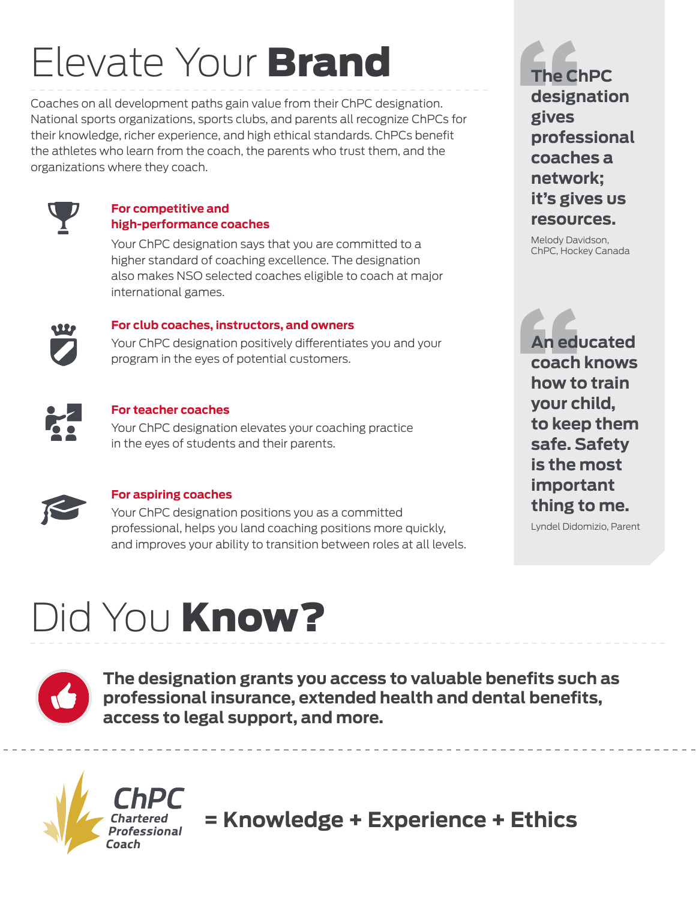# Elevate Your **Brand**

Coaches on all development paths gain value from their ChPC designation. National sports organizations, sports clubs, and parents all recognize ChPCs for their knowledge, richer experience, and high ethical standards. ChPCs benefit the athletes who learn from the coach, the parents who trust them, and the organizations where they coach.

### For competitive and high-performance coaches

Your ChPC designation says that you are committed to a higher standard of coaching excellence. The designation also makes NSO selected coaches eligible to coach at major international games.

### For club coaches, instructors, and owners

Your ChPC designation positively differentiates you and your program in the eyes of potential customers.

### For teacher coaches

Your ChPC designation elevates your coaching practice in the eyes of students and their parents.

### For aspiring coaches

Your ChPC designation positions you as a committed professional, helps you land coaching positions more quickly, and improves your ability to transition between roles at all levels.

> **The ChPC designation gives professional coaches a network; it's gives us resources.**
>
> Melody Davidson, ChPC, Hockey Canada

> **An educated coach knows how to train your child, to keep them safe. Safety is the most important thing to me.**
>
> Lyndel Didomizio, Parent

# Did You **Know?**

**The designation grants you access to valuable benefits such as professional insurance, extended health and dental benefits, access to legal support, and more.**

ChPC Chartered Professional Coach **= Knowledge + Experience + Ethics**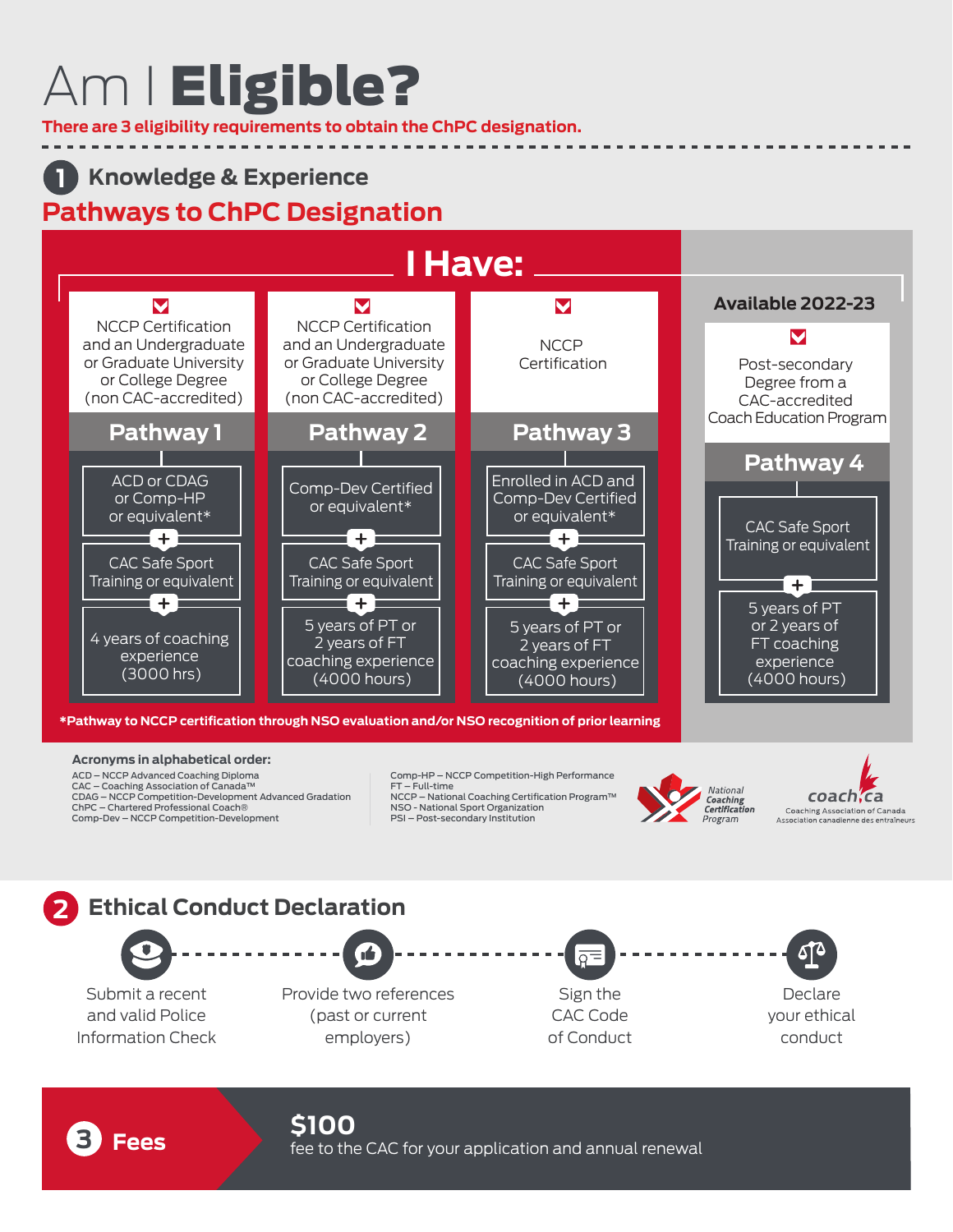# Am I **Eligible?**

**There are 3 eligibility requirements to obtain the ChPC designation.**

## 1 Knowledge & Experience

## Pathways to ChPC Designation

### I Have:

| | Pathway 1 | Pathway 2 | Pathway 3 | Pathway 4 (Available 2022-23) |
|---|---|---|---|---|
| I Have | NCCP Certification and an Undergraduate or Graduate University or College Degree (non CAC-accredited) | NCCP Certification and an Undergraduate or Graduate University or College Degree (non CAC-accredited) | NCCP Certification | Post-secondary Degree from a CAC-accredited Coach Education Program |
| Requirement | ACD or CDAG or Comp-HP or equivalent* | Comp-Dev Certified or equivalent* | Enrolled in ACD and Comp-Dev Certified or equivalent* | CAC Safe Sport Training or equivalent |
| + | CAC Safe Sport Training or equivalent | CAC Safe Sport Training or equivalent | CAC Safe Sport Training or equivalent | 5 years of PT or 2 years of FT coaching experience (4000 hours) |
| + | 4 years of coaching experience (3000 hrs) | 5 years of PT or 2 years of FT coaching experience (4000 hours) | 5 years of PT or 2 years of FT coaching experience (4000 hours) | |

***Pathway to NCCP certification through NSO evaluation and/or NSO recognition of prior learning**

**Acronyms in alphabetical order:**

- ACD – NCCP Advanced Coaching Diploma
- CAC – Coaching Association of Canada™
- CDAG – NCCP Competition-Development Advanced Gradation
- ChPC – Chartered Professional Coach®
- Comp-Dev – NCCP Competition-Development
- Comp-HP – NCCP Competition-High Performance
- FT – Full-time
- NCCP – National Coaching Certification Program™
- NSO - National Sport Organization
- PSI – Post-secondary Institution

National Coaching Certification Program

coach.ca — Coaching Association of Canada / Association canadienne des entraîneurs

## 2 Ethical Conduct Declaration

- Submit a recent and valid Police Information Check
- Provide two references (past or current employers)
- Sign the CAC Code of Conduct
- Declare your ethical conduct

## 3 Fees

**$100**
fee to the CAC for your application and annual renewal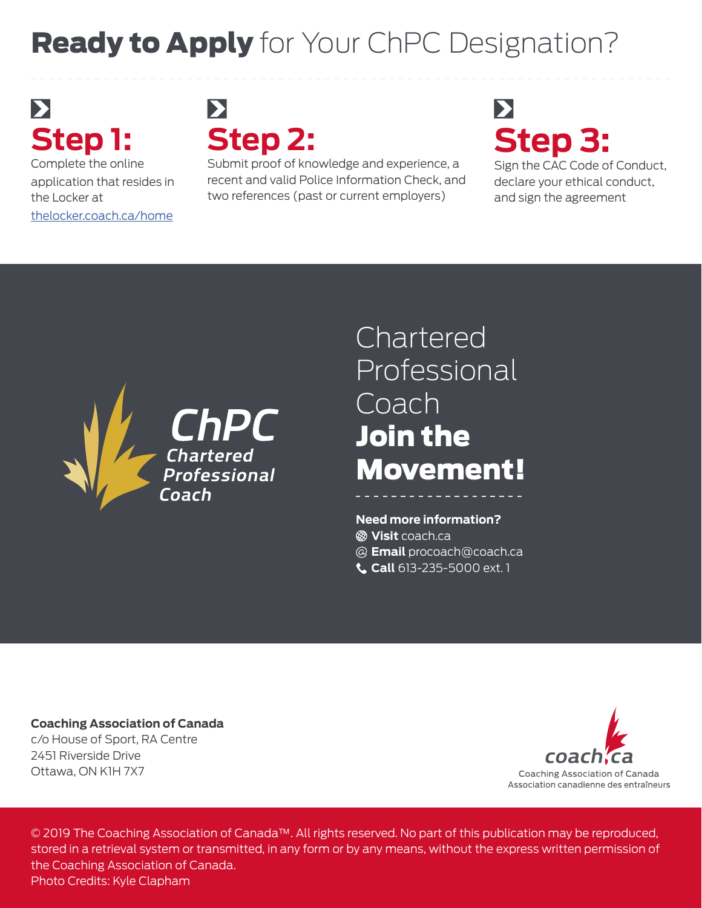# **Ready to Apply** for Your ChPC Designation?

## Step 1:

Complete the online application that resides in the Locker at thelocker.coach.ca/home

## Step 2:

Submit proof of knowledge and experience, a recent and valid Police Information Check, and two references (past or current employers)

## Step 3:

Sign the CAC Code of Conduct, declare your ethical conduct, and sign the agreement

ChPC
Chartered Professional Coach

Chartered Professional Coach
**Join the Movement!**

**Need more information?**
**Visit** coach.ca
**Email** procoach@coach.ca
**Call** 613-235-5000 ext. 1

**Coaching Association of Canada**
c/o House of Sport, RA Centre
2451 Riverside Drive
Ottawa, ON K1H 7X7

coach.ca
Coaching Association of Canada
Association canadienne des entraîneurs

© 2019 The Coaching Association of Canada™. All rights reserved. No part of this publication may be reproduced, stored in a retrieval system or transmitted, in any form or by any means, without the express written permission of the Coaching Association of Canada.
Photo Credits: Kyle Clapham